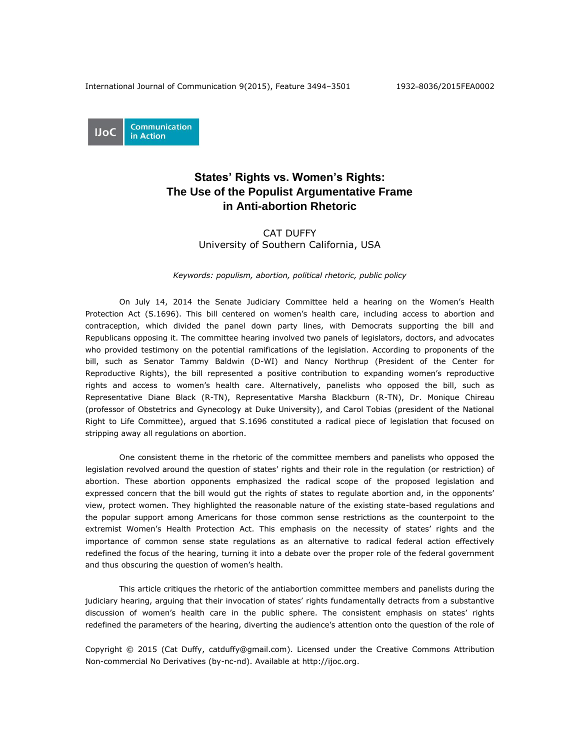IJoC Communication in Action

# States' Rights vs. Women's Rights: The Use of the Populist Argumentative Frame in Anti-abortion Rhetoric

CAT DUFFY
University of Southern California, USA

*Keywords: populism, abortion, political rhetoric, public policy*

On July 14, 2014 the Senate Judiciary Committee held a hearing on the Women's Health Protection Act (S.1696). This bill centered on women's health care, including access to abortion and contraception, which divided the panel down party lines, with Democrats supporting the bill and Republicans opposing it. The committee hearing involved two panels of legislators, doctors, and advocates who provided testimony on the potential ramifications of the legislation. According to proponents of the bill, such as Senator Tammy Baldwin (D-WI) and Nancy Northrup (President of the Center for Reproductive Rights), the bill represented a positive contribution to expanding women's reproductive rights and access to women's health care. Alternatively, panelists who opposed the bill, such as Representative Diane Black (R-TN), Representative Marsha Blackburn (R-TN), Dr. Monique Chireau (professor of Obstetrics and Gynecology at Duke University), and Carol Tobias (president of the National Right to Life Committee), argued that S.1696 constituted a radical piece of legislation that focused on stripping away all regulations on abortion.

One consistent theme in the rhetoric of the committee members and panelists who opposed the legislation revolved around the question of states' rights and their role in the regulation (or restriction) of abortion. These abortion opponents emphasized the radical scope of the proposed legislation and expressed concern that the bill would gut the rights of states to regulate abortion and, in the opponents' view, protect women. They highlighted the reasonable nature of the existing state-based regulations and the popular support among Americans for those common sense restrictions as the counterpoint to the extremist Women's Health Protection Act. This emphasis on the necessity of states' rights and the importance of common sense state regulations as an alternative to radical federal action effectively redefined the focus of the hearing, turning it into a debate over the proper role of the federal government and thus obscuring the question of women's health.

This article critiques the rhetoric of the antiabortion committee members and panelists during the judiciary hearing, arguing that their invocation of states' rights fundamentally detracts from a substantive discussion of women's health care in the public sphere. The consistent emphasis on states' rights redefined the parameters of the hearing, diverting the audience's attention onto the question of the role of

Copyright © 2015 (Cat Duffy, catduffy@gmail.com). Licensed under the Creative Commons Attribution Non-commercial No Derivatives (by-nc-nd). Available at http://ijoc.org.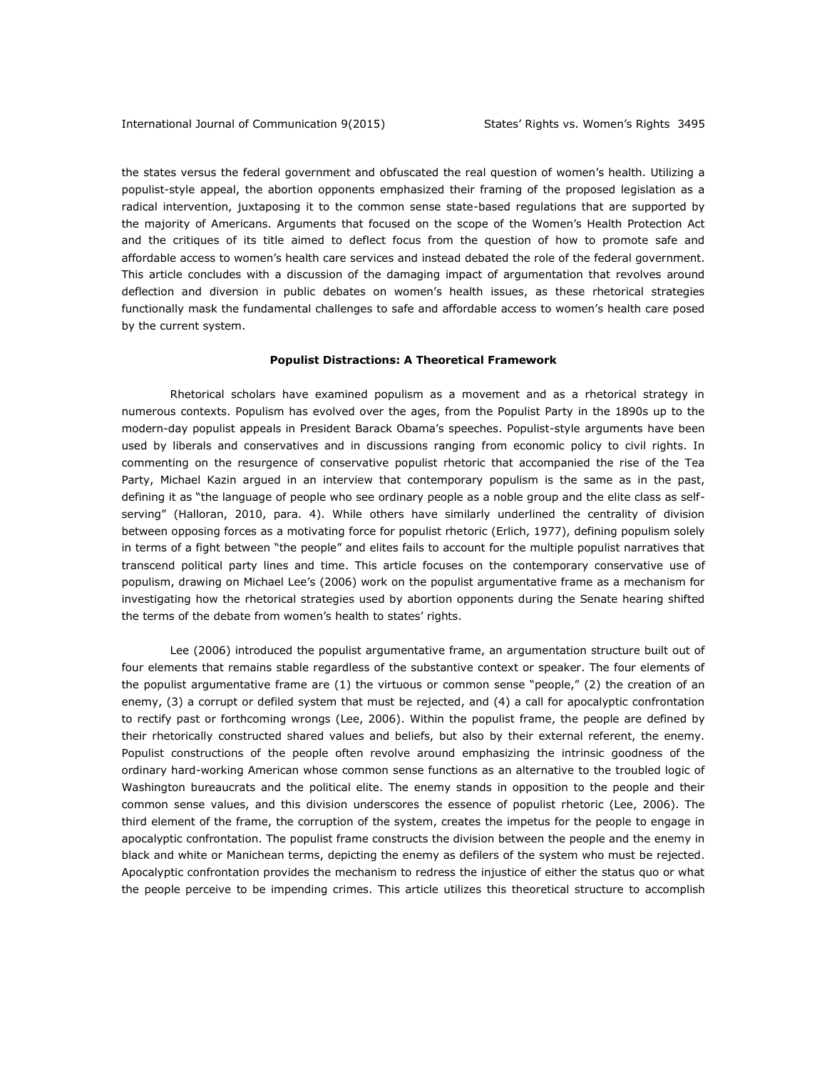the states versus the federal government and obfuscated the real question of women's health. Utilizing a populist-style appeal, the abortion opponents emphasized their framing of the proposed legislation as a radical intervention, juxtaposing it to the common sense state-based regulations that are supported by the majority of Americans. Arguments that focused on the scope of the Women's Health Protection Act and the critiques of its title aimed to deflect focus from the question of how to promote safe and affordable access to women's health care services and instead debated the role of the federal government. This article concludes with a discussion of the damaging impact of argumentation that revolves around deflection and diversion in public debates on women's health issues, as these rhetorical strategies functionally mask the fundamental challenges to safe and affordable access to women's health care posed by the current system.

## Populist Distractions: A Theoretical Framework

Rhetorical scholars have examined populism as a movement and as a rhetorical strategy in numerous contexts. Populism has evolved over the ages, from the Populist Party in the 1890s up to the modern-day populist appeals in President Barack Obama's speeches. Populist-style arguments have been used by liberals and conservatives and in discussions ranging from economic policy to civil rights. In commenting on the resurgence of conservative populist rhetoric that accompanied the rise of the Tea Party, Michael Kazin argued in an interview that contemporary populism is the same as in the past, defining it as "the language of people who see ordinary people as a noble group and the elite class as self-serving" (Halloran, 2010, para. 4). While others have similarly underlined the centrality of division between opposing forces as a motivating force for populist rhetoric (Erlich, 1977), defining populism solely in terms of a fight between "the people" and elites fails to account for the multiple populist narratives that transcend political party lines and time. This article focuses on the contemporary conservative use of populism, drawing on Michael Lee's (2006) work on the populist argumentative frame as a mechanism for investigating how the rhetorical strategies used by abortion opponents during the Senate hearing shifted the terms of the debate from women's health to states' rights.

Lee (2006) introduced the populist argumentative frame, an argumentation structure built out of four elements that remains stable regardless of the substantive context or speaker. The four elements of the populist argumentative frame are (1) the virtuous or common sense "people," (2) the creation of an enemy, (3) a corrupt or defiled system that must be rejected, and (4) a call for apocalyptic confrontation to rectify past or forthcoming wrongs (Lee, 2006). Within the populist frame, the people are defined by their rhetorically constructed shared values and beliefs, but also by their external referent, the enemy. Populist constructions of the people often revolve around emphasizing the intrinsic goodness of the ordinary hard-working American whose common sense functions as an alternative to the troubled logic of Washington bureaucrats and the political elite. The enemy stands in opposition to the people and their common sense values, and this division underscores the essence of populist rhetoric (Lee, 2006). The third element of the frame, the corruption of the system, creates the impetus for the people to engage in apocalyptic confrontation. The populist frame constructs the division between the people and the enemy in black and white or Manichean terms, depicting the enemy as defilers of the system who must be rejected. Apocalyptic confrontation provides the mechanism to redress the injustice of either the status quo or what the people perceive to be impending crimes. This article utilizes this theoretical structure to accomplish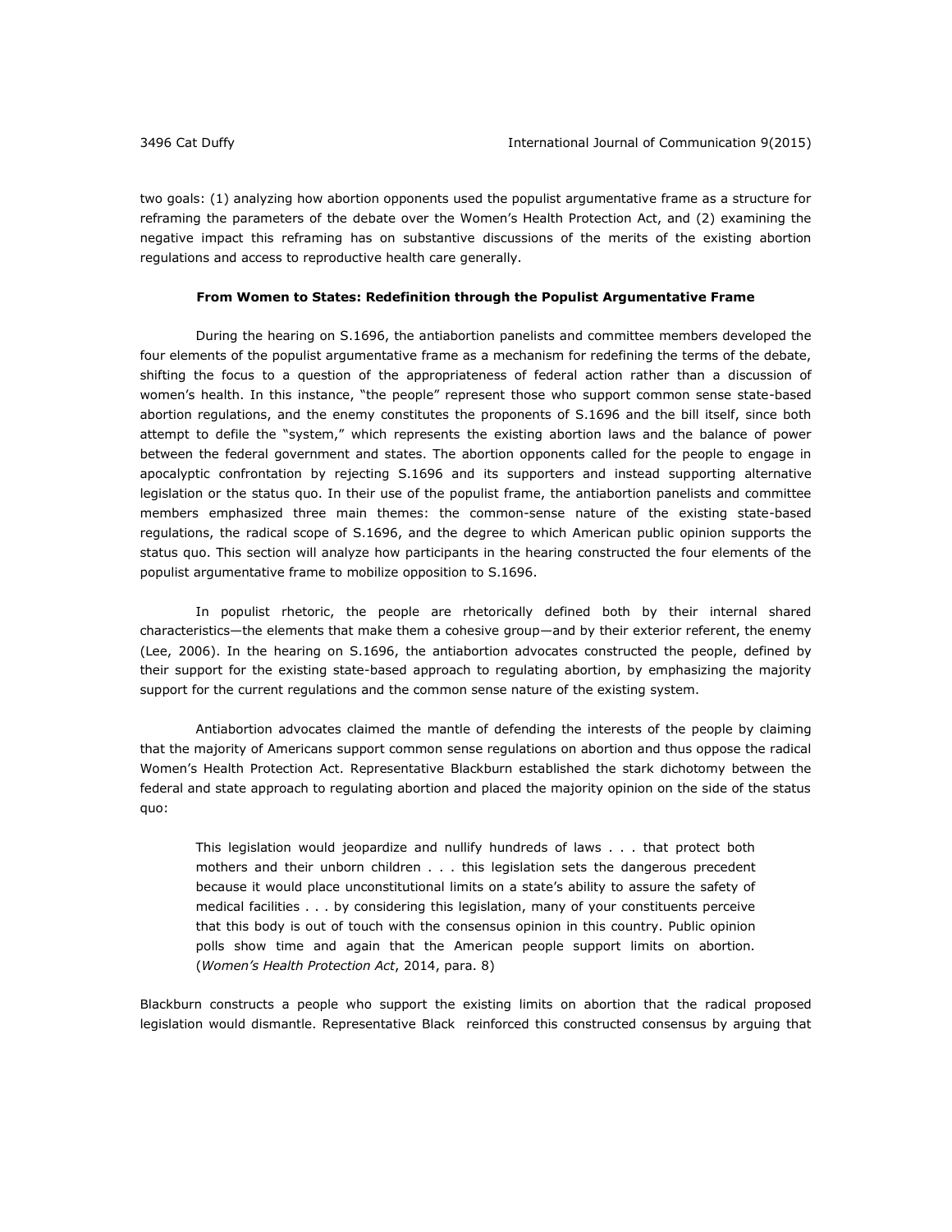two goals: (1) analyzing how abortion opponents used the populist argumentative frame as a structure for reframing the parameters of the debate over the Women's Health Protection Act, and (2) examining the negative impact this reframing has on substantive discussions of the merits of the existing abortion regulations and access to reproductive health care generally.

## From Women to States: Redefinition through the Populist Argumentative Frame

During the hearing on S.1696, the antiabortion panelists and committee members developed the four elements of the populist argumentative frame as a mechanism for redefining the terms of the debate, shifting the focus to a question of the appropriateness of federal action rather than a discussion of women's health. In this instance, "the people" represent those who support common sense state-based abortion regulations, and the enemy constitutes the proponents of S.1696 and the bill itself, since both attempt to defile the "system," which represents the existing abortion laws and the balance of power between the federal government and states. The abortion opponents called for the people to engage in apocalyptic confrontation by rejecting S.1696 and its supporters and instead supporting alternative legislation or the status quo. In their use of the populist frame, the antiabortion panelists and committee members emphasized three main themes: the common-sense nature of the existing state-based regulations, the radical scope of S.1696, and the degree to which American public opinion supports the status quo. This section will analyze how participants in the hearing constructed the four elements of the populist argumentative frame to mobilize opposition to S.1696.

In populist rhetoric, the people are rhetorically defined both by their internal shared characteristics—the elements that make them a cohesive group—and by their exterior referent, the enemy (Lee, 2006). In the hearing on S.1696, the antiabortion advocates constructed the people, defined by their support for the existing state-based approach to regulating abortion, by emphasizing the majority support for the current regulations and the common sense nature of the existing system.

Antiabortion advocates claimed the mantle of defending the interests of the people by claiming that the majority of Americans support common sense regulations on abortion and thus oppose the radical Women's Health Protection Act. Representative Blackburn established the stark dichotomy between the federal and state approach to regulating abortion and placed the majority opinion on the side of the status quo:

> This legislation would jeopardize and nullify hundreds of laws . . . that protect both mothers and their unborn children . . . this legislation sets the dangerous precedent because it would place unconstitutional limits on a state's ability to assure the safety of medical facilities . . . by considering this legislation, many of your constituents perceive that this body is out of touch with the consensus opinion in this country. Public opinion polls show time and again that the American people support limits on abortion. (*Women's Health Protection Act*, 2014, para. 8)

Blackburn constructs a people who support the existing limits on abortion that the radical proposed legislation would dismantle. Representative Black reinforced this constructed consensus by arguing that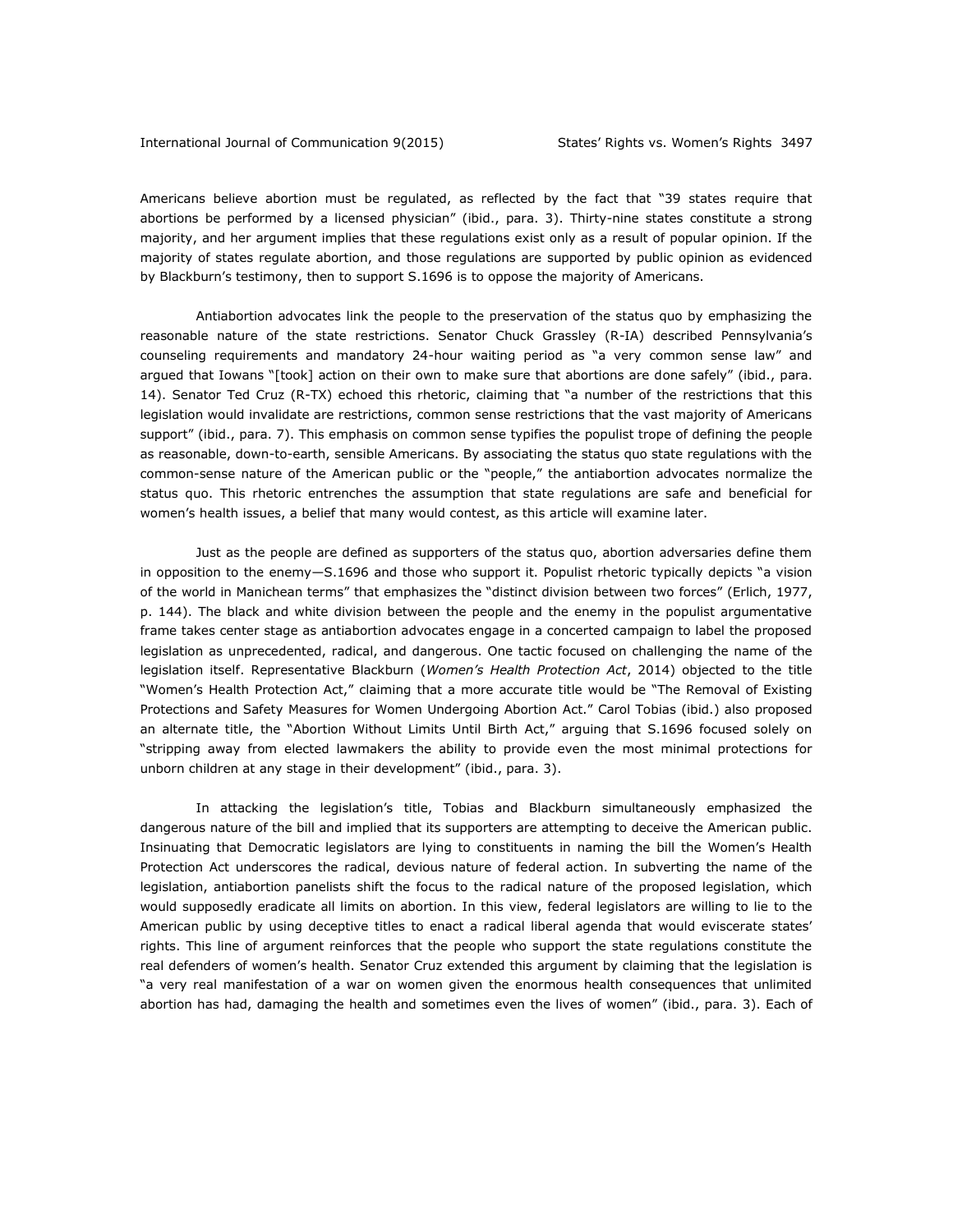Americans believe abortion must be regulated, as reflected by the fact that "39 states require that abortions be performed by a licensed physician" (ibid., para. 3). Thirty-nine states constitute a strong majority, and her argument implies that these regulations exist only as a result of popular opinion. If the majority of states regulate abortion, and those regulations are supported by public opinion as evidenced by Blackburn's testimony, then to support S.1696 is to oppose the majority of Americans.

Antiabortion advocates link the people to the preservation of the status quo by emphasizing the reasonable nature of the state restrictions. Senator Chuck Grassley (R-IA) described Pennsylvania's counseling requirements and mandatory 24-hour waiting period as "a very common sense law" and argued that Iowans "[took] action on their own to make sure that abortions are done safely" (ibid., para. 14). Senator Ted Cruz (R-TX) echoed this rhetoric, claiming that "a number of the restrictions that this legislation would invalidate are restrictions, common sense restrictions that the vast majority of Americans support" (ibid., para. 7). This emphasis on common sense typifies the populist trope of defining the people as reasonable, down-to-earth, sensible Americans. By associating the status quo state regulations with the common-sense nature of the American public or the "people," the antiabortion advocates normalize the status quo. This rhetoric entrenches the assumption that state regulations are safe and beneficial for women's health issues, a belief that many would contest, as this article will examine later.

Just as the people are defined as supporters of the status quo, abortion adversaries define them in opposition to the enemy—S.1696 and those who support it. Populist rhetoric typically depicts "a vision of the world in Manichean terms" that emphasizes the "distinct division between two forces" (Erlich, 1977, p. 144). The black and white division between the people and the enemy in the populist argumentative frame takes center stage as antiabortion advocates engage in a concerted campaign to label the proposed legislation as unprecedented, radical, and dangerous. One tactic focused on challenging the name of the legislation itself. Representative Blackburn (*Women's Health Protection Act*, 2014) objected to the title "Women's Health Protection Act," claiming that a more accurate title would be "The Removal of Existing Protections and Safety Measures for Women Undergoing Abortion Act." Carol Tobias (ibid.) also proposed an alternate title, the "Abortion Without Limits Until Birth Act," arguing that S.1696 focused solely on "stripping away from elected lawmakers the ability to provide even the most minimal protections for unborn children at any stage in their development" (ibid., para. 3).

In attacking the legislation's title, Tobias and Blackburn simultaneously emphasized the dangerous nature of the bill and implied that its supporters are attempting to deceive the American public. Insinuating that Democratic legislators are lying to constituents in naming the bill the Women's Health Protection Act underscores the radical, devious nature of federal action. In subverting the name of the legislation, antiabortion panelists shift the focus to the radical nature of the proposed legislation, which would supposedly eradicate all limits on abortion. In this view, federal legislators are willing to lie to the American public by using deceptive titles to enact a radical liberal agenda that would eviscerate states' rights. This line of argument reinforces that the people who support the state regulations constitute the real defenders of women's health. Senator Cruz extended this argument by claiming that the legislation is "a very real manifestation of a war on women given the enormous health consequences that unlimited abortion has had, damaging the health and sometimes even the lives of women" (ibid., para. 3). Each of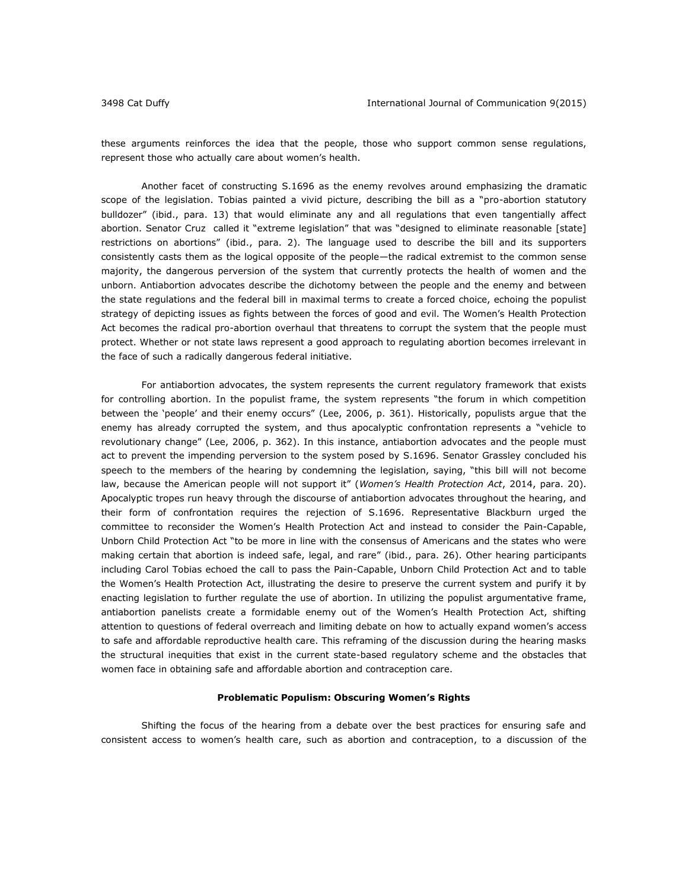these arguments reinforces the idea that the people, those who support common sense regulations, represent those who actually care about women's health.

Another facet of constructing S.1696 as the enemy revolves around emphasizing the dramatic scope of the legislation. Tobias painted a vivid picture, describing the bill as a "pro-abortion statutory bulldozer" (ibid., para. 13) that would eliminate any and all regulations that even tangentially affect abortion. Senator Cruz called it "extreme legislation" that was "designed to eliminate reasonable [state] restrictions on abortions" (ibid., para. 2). The language used to describe the bill and its supporters consistently casts them as the logical opposite of the people—the radical extremist to the common sense majority, the dangerous perversion of the system that currently protects the health of women and the unborn. Antiabortion advocates describe the dichotomy between the people and the enemy and between the state regulations and the federal bill in maximal terms to create a forced choice, echoing the populist strategy of depicting issues as fights between the forces of good and evil. The Women's Health Protection Act becomes the radical pro-abortion overhaul that threatens to corrupt the system that the people must protect. Whether or not state laws represent a good approach to regulating abortion becomes irrelevant in the face of such a radically dangerous federal initiative.

For antiabortion advocates, the system represents the current regulatory framework that exists for controlling abortion. In the populist frame, the system represents "the forum in which competition between the 'people' and their enemy occurs" (Lee, 2006, p. 361). Historically, populists argue that the enemy has already corrupted the system, and thus apocalyptic confrontation represents a "vehicle to revolutionary change" (Lee, 2006, p. 362). In this instance, antiabortion advocates and the people must act to prevent the impending perversion to the system posed by S.1696. Senator Grassley concluded his speech to the members of the hearing by condemning the legislation, saying, "this bill will not become law, because the American people will not support it" (*Women's Health Protection Act*, 2014, para. 20). Apocalyptic tropes run heavy through the discourse of antiabortion advocates throughout the hearing, and their form of confrontation requires the rejection of S.1696. Representative Blackburn urged the committee to reconsider the Women's Health Protection Act and instead to consider the Pain-Capable, Unborn Child Protection Act "to be more in line with the consensus of Americans and the states who were making certain that abortion is indeed safe, legal, and rare" (ibid., para. 26). Other hearing participants including Carol Tobias echoed the call to pass the Pain-Capable, Unborn Child Protection Act and to table the Women's Health Protection Act, illustrating the desire to preserve the current system and purify it by enacting legislation to further regulate the use of abortion. In utilizing the populist argumentative frame, antiabortion panelists create a formidable enemy out of the Women's Health Protection Act, shifting attention to questions of federal overreach and limiting debate on how to actually expand women's access to safe and affordable reproductive health care. This reframing of the discussion during the hearing masks the structural inequities that exist in the current state-based regulatory scheme and the obstacles that women face in obtaining safe and affordable abortion and contraception care.

### Problematic Populism: Obscuring Women's Rights

Shifting the focus of the hearing from a debate over the best practices for ensuring safe and consistent access to women's health care, such as abortion and contraception, to a discussion of the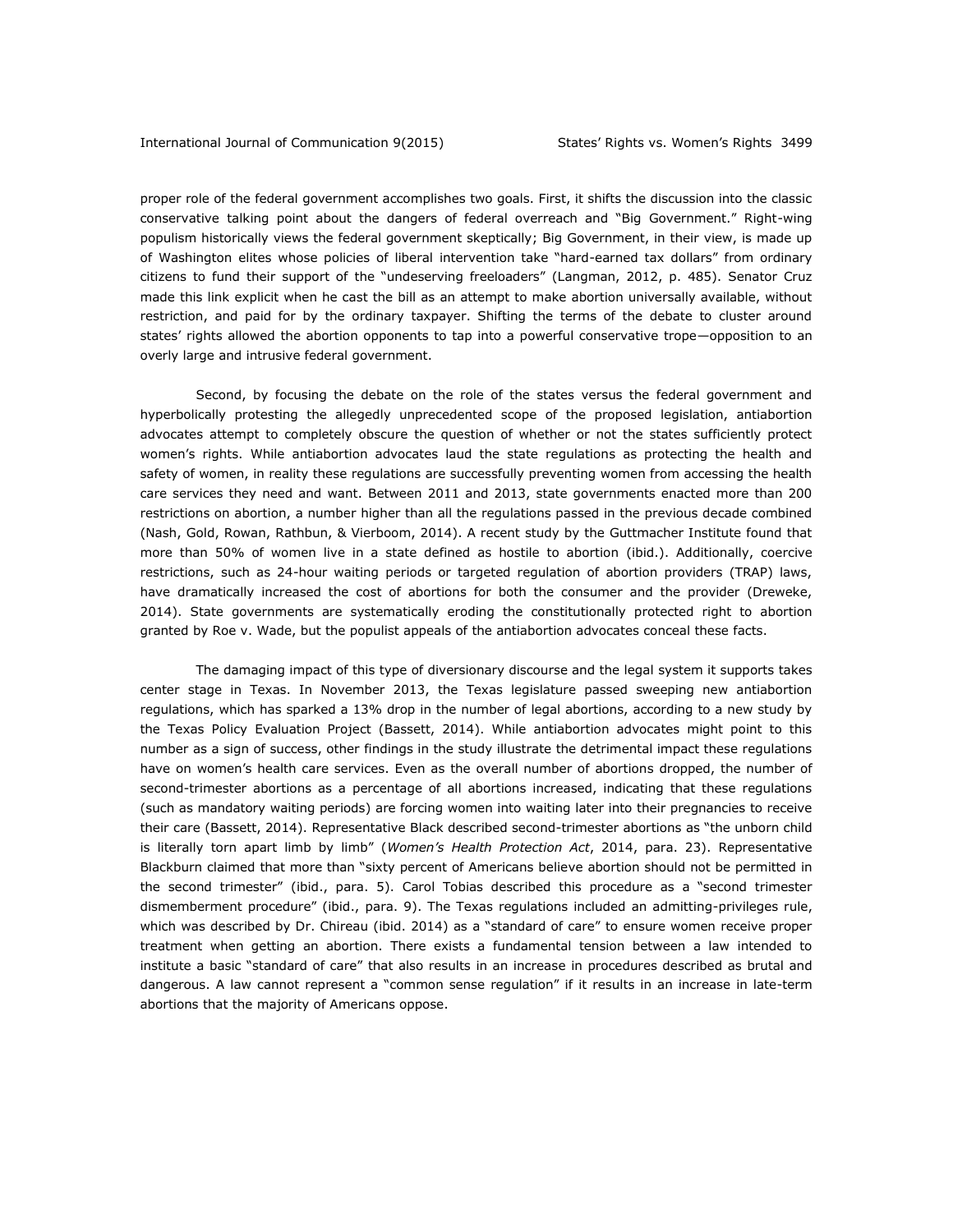proper role of the federal government accomplishes two goals. First, it shifts the discussion into the classic conservative talking point about the dangers of federal overreach and "Big Government." Right-wing populism historically views the federal government skeptically; Big Government, in their view, is made up of Washington elites whose policies of liberal intervention take "hard-earned tax dollars" from ordinary citizens to fund their support of the "undeserving freeloaders" (Langman, 2012, p. 485). Senator Cruz made this link explicit when he cast the bill as an attempt to make abortion universally available, without restriction, and paid for by the ordinary taxpayer. Shifting the terms of the debate to cluster around states' rights allowed the abortion opponents to tap into a powerful conservative trope—opposition to an overly large and intrusive federal government.

Second, by focusing the debate on the role of the states versus the federal government and hyperbolically protesting the allegedly unprecedented scope of the proposed legislation, antiabortion advocates attempt to completely obscure the question of whether or not the states sufficiently protect women's rights. While antiabortion advocates laud the state regulations as protecting the health and safety of women, in reality these regulations are successfully preventing women from accessing the health care services they need and want. Between 2011 and 2013, state governments enacted more than 200 restrictions on abortion, a number higher than all the regulations passed in the previous decade combined (Nash, Gold, Rowan, Rathbun, & Vierboom, 2014). A recent study by the Guttmacher Institute found that more than 50% of women live in a state defined as hostile to abortion (ibid.). Additionally, coercive restrictions, such as 24-hour waiting periods or targeted regulation of abortion providers (TRAP) laws, have dramatically increased the cost of abortions for both the consumer and the provider (Dreweke, 2014). State governments are systematically eroding the constitutionally protected right to abortion granted by Roe v. Wade, but the populist appeals of the antiabortion advocates conceal these facts.

The damaging impact of this type of diversionary discourse and the legal system it supports takes center stage in Texas. In November 2013, the Texas legislature passed sweeping new antiabortion regulations, which has sparked a 13% drop in the number of legal abortions, according to a new study by the Texas Policy Evaluation Project (Bassett, 2014). While antiabortion advocates might point to this number as a sign of success, other findings in the study illustrate the detrimental impact these regulations have on women's health care services. Even as the overall number of abortions dropped, the number of second-trimester abortions as a percentage of all abortions increased, indicating that these regulations (such as mandatory waiting periods) are forcing women into waiting later into their pregnancies to receive their care (Bassett, 2014). Representative Black described second-trimester abortions as "the unborn child is literally torn apart limb by limb" (*Women's Health Protection Act*, 2014, para. 23). Representative Blackburn claimed that more than "sixty percent of Americans believe abortion should not be permitted in the second trimester" (ibid., para. 5). Carol Tobias described this procedure as a "second trimester dismemberment procedure" (ibid., para. 9). The Texas regulations included an admitting-privileges rule, which was described by Dr. Chireau (ibid. 2014) as a "standard of care" to ensure women receive proper treatment when getting an abortion. There exists a fundamental tension between a law intended to institute a basic "standard of care" that also results in an increase in procedures described as brutal and dangerous. A law cannot represent a "common sense regulation" if it results in an increase in late-term abortions that the majority of Americans oppose.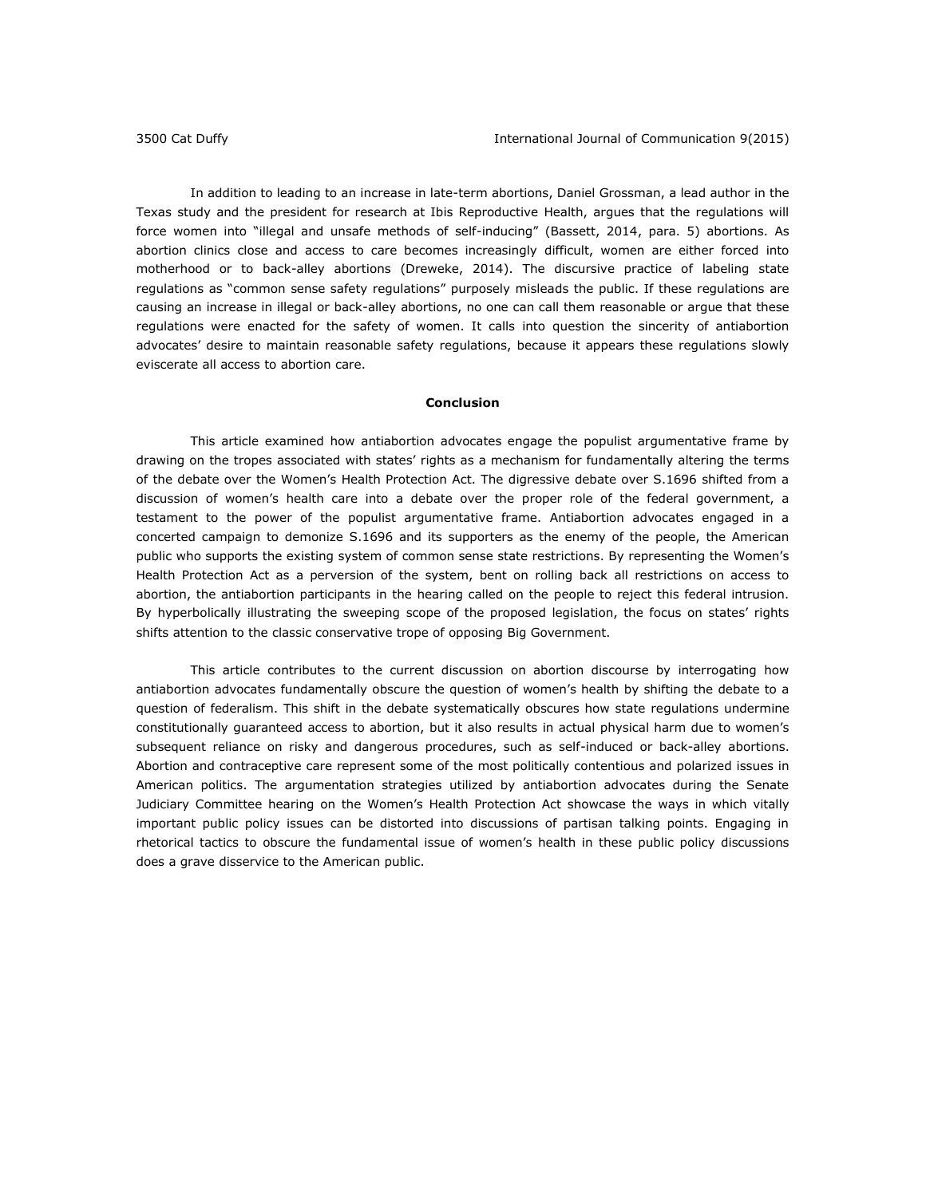In addition to leading to an increase in late-term abortions, Daniel Grossman, a lead author in the Texas study and the president for research at Ibis Reproductive Health, argues that the regulations will force women into "illegal and unsafe methods of self-inducing" (Bassett, 2014, para. 5) abortions. As abortion clinics close and access to care becomes increasingly difficult, women are either forced into motherhood or to back-alley abortions (Dreweke, 2014). The discursive practice of labeling state regulations as "common sense safety regulations" purposely misleads the public. If these regulations are causing an increase in illegal or back-alley abortions, no one can call them reasonable or argue that these regulations were enacted for the safety of women. It calls into question the sincerity of antiabortion advocates' desire to maintain reasonable safety regulations, because it appears these regulations slowly eviscerate all access to abortion care.

## Conclusion

This article examined how antiabortion advocates engage the populist argumentative frame by drawing on the tropes associated with states' rights as a mechanism for fundamentally altering the terms of the debate over the Women's Health Protection Act. The digressive debate over S.1696 shifted from a discussion of women's health care into a debate over the proper role of the federal government, a testament to the power of the populist argumentative frame. Antiabortion advocates engaged in a concerted campaign to demonize S.1696 and its supporters as the enemy of the people, the American public who supports the existing system of common sense state restrictions. By representing the Women's Health Protection Act as a perversion of the system, bent on rolling back all restrictions on access to abortion, the antiabortion participants in the hearing called on the people to reject this federal intrusion. By hyperbolically illustrating the sweeping scope of the proposed legislation, the focus on states' rights shifts attention to the classic conservative trope of opposing Big Government.

This article contributes to the current discussion on abortion discourse by interrogating how antiabortion advocates fundamentally obscure the question of women's health by shifting the debate to a question of federalism. This shift in the debate systematically obscures how state regulations undermine constitutionally guaranteed access to abortion, but it also results in actual physical harm due to women's subsequent reliance on risky and dangerous procedures, such as self-induced or back-alley abortions. Abortion and contraceptive care represent some of the most politically contentious and polarized issues in American politics. The argumentation strategies utilized by antiabortion advocates during the Senate Judiciary Committee hearing on the Women's Health Protection Act showcase the ways in which vitally important public policy issues can be distorted into discussions of partisan talking points. Engaging in rhetorical tactics to obscure the fundamental issue of women's health in these public policy discussions does a grave disservice to the American public.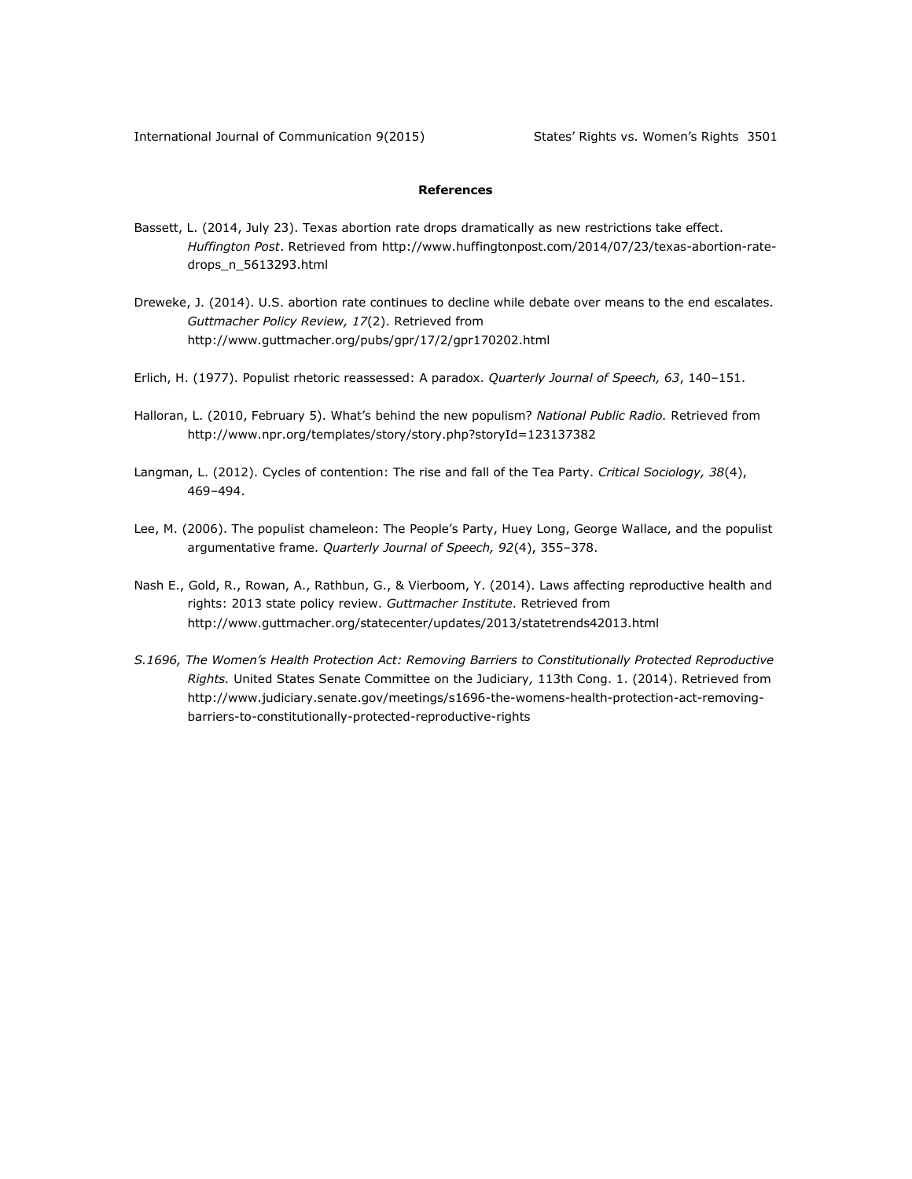## References

Bassett, L. (2014, July 23). Texas abortion rate drops dramatically as new restrictions take effect. *Huffington Post*. Retrieved from http://www.huffingtonpost.com/2014/07/23/texas-abortion-rate-drops_n_5613293.html

Dreweke, J. (2014). U.S. abortion rate continues to decline while debate over means to the end escalates. *Guttmacher Policy Review, 17*(2). Retrieved from http://www.guttmacher.org/pubs/gpr/17/2/gpr170202.html

Erlich, H. (1977). Populist rhetoric reassessed: A paradox. *Quarterly Journal of Speech, 63*, 140–151.

Halloran, L. (2010, February 5). What's behind the new populism? *National Public Radio.* Retrieved from http://www.npr.org/templates/story/story.php?storyId=123137382

Langman, L. (2012). Cycles of contention: The rise and fall of the Tea Party. *Critical Sociology, 38*(4), 469–494.

Lee, M. (2006). The populist chameleon: The People's Party, Huey Long, George Wallace, and the populist argumentative frame. *Quarterly Journal of Speech, 92*(4), 355–378.

Nash E., Gold, R., Rowan, A., Rathbun, G., & Vierboom, Y. (2014). Laws affecting reproductive health and rights: 2013 state policy review. *Guttmacher Institute*. Retrieved from http://www.guttmacher.org/statecenter/updates/2013/statetrends42013.html

*S.1696, The Women's Health Protection Act: Removing Barriers to Constitutionally Protected Reproductive Rights.* United States Senate Committee on the Judiciary*,* 113th Cong. 1. (2014). Retrieved from http://www.judiciary.senate.gov/meetings/s1696-the-womens-health-protection-act-removing-barriers-to-constitutionally-protected-reproductive-rights